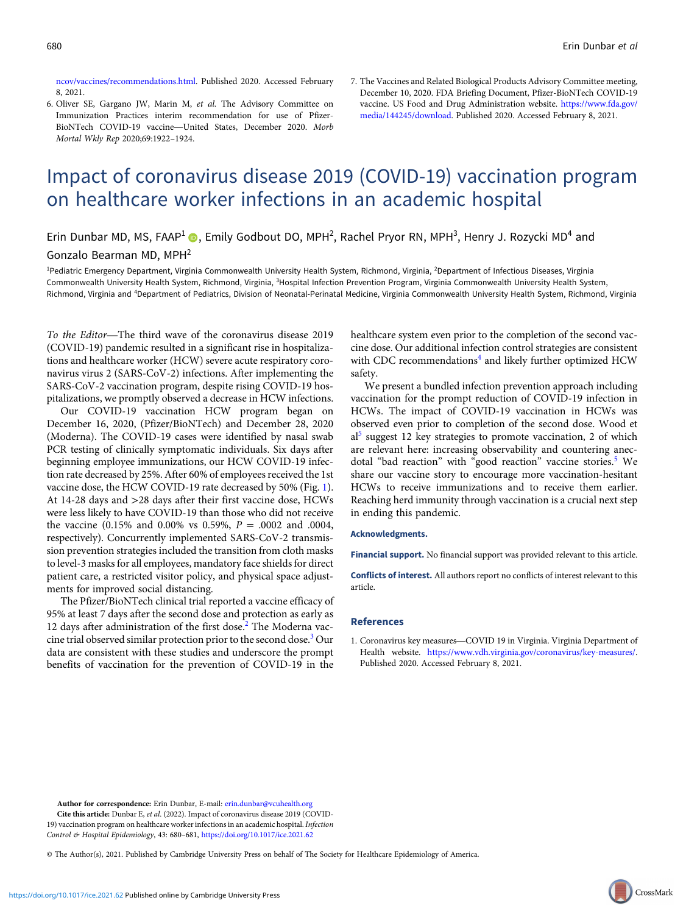ncov/vaccines/recommendations.html. Published 2020. Accessed February 8, 2021.

6. Oliver SE, Gargano JW, Marin M, *et al.* The Advisory Committee on Immunization Practices interim recommendation for use of Pfizer-BioNTech COVID-19 vaccine—United States, December 2020. *Morb Mortal Wkly Rep* 2020;69:1922–1924.

7. The Vaccines and Related Biological Products Advisory Committee meeting, December 10, 2020. FDA Briefing Document, Pfizer-BioNTech COVID-19 vaccine. US Food and Drug Administration website. https://www.fda.gov/media/144245/download. Published 2020. Accessed February 8, 2021.

# Impact of coronavirus disease 2019 (COVID-19) vaccination program on healthcare worker infections in an academic hospital

Erin Dunbar MD, MS, FAAP[1], Emily Godbout DO, MPH[2], Rachel Pryor RN, MPH[3], Henry J. Rozycki MD[4] and Gonzalo Bearman MD, MPH[2]

[1]Pediatric Emergency Department, Virginia Commonwealth University Health System, Richmond, Virginia, [2]Department of Infectious Diseases, Virginia Commonwealth University Health System, Richmond, Virginia, [3]Hospital Infection Prevention Program, Virginia Commonwealth University Health System, Richmond, Virginia and [4]Department of Pediatrics, Division of Neonatal-Perinatal Medicine, Virginia Commonwealth University Health System, Richmond, Virginia

*To the Editor*—The third wave of the coronavirus disease 2019 (COVID-19) pandemic resulted in a significant rise in hospitalizations and healthcare worker (HCW) severe acute respiratory coronavirus virus 2 (SARS-CoV-2) infections. After implementing the SARS-CoV-2 vaccination program, despite rising COVID-19 hospitalizations, we promptly observed a decrease in HCW infections.

Our COVID-19 vaccination HCW program began on December 16, 2020, (Pfizer/BioNTech) and December 28, 2020 (Moderna). The COVID-19 cases were identified by nasal swab PCR testing of clinically symptomatic individuals. Six days after beginning employee immunizations, our HCW COVID-19 infection rate decreased by 25%. After 60% of employees received the 1st vaccine dose, the HCW COVID-19 rate decreased by 50% (Fig. 1). At 14-28 days and >28 days after their first vaccine dose, HCWs were less likely to have COVID-19 than those who did not receive the vaccine (0.15% and 0.00% vs 0.59%, $P$ = .0002 and .0004, respectively). Concurrently implemented SARS-CoV-2 transmission prevention strategies included the transition from cloth masks to level-3 masks for all employees, mandatory face shields for direct patient care, a restricted visitor policy, and physical space adjustments for improved social distancing.

The Pfizer/BioNTech clinical trial reported a vaccine efficacy of 95% at least 7 days after the second dose and protection as early as 12 days after administration of the first dose.[2] The Moderna vaccine trial observed similar protection prior to the second dose.[3] Our data are consistent with these studies and underscore the prompt benefits of vaccination for the prevention of COVID-19 in the healthcare system even prior to the completion of the second vaccine dose. Our additional infection control strategies are consistent with CDC recommendations[4] and likely further optimized HCW safety.

We present a bundled infection prevention approach including vaccination for the prompt reduction of COVID-19 infection in HCWs. The impact of COVID-19 vaccination in HCWs was observed even prior to completion of the second dose. Wood et al[5] suggest 12 key strategies to promote vaccination, 2 of which are relevant here: increasing observability and countering anecdotal "bad reaction" with "good reaction" vaccine stories.[5] We share our vaccine story to encourage more vaccination-hesitant HCWs to receive immunizations and to receive them earlier. Reaching herd immunity through vaccination is a crucial next step in ending this pandemic.

**Acknowledgments.**

**Financial support.** No financial support was provided relevant to this article.

**Conflicts of interest.** All authors report no conflicts of interest relevant to this article.

## References

1. Coronavirus key measures—COVID 19 in Virginia. Virginia Department of Health website. https://www.vdh.virginia.gov/coronavirus/key-measures/. Published 2020. Accessed February 8, 2021.

**Author for correspondence:** Erin Dunbar, E-mail: erin.dunbar@vcuhealth.org

**Cite this article:** Dunbar E, *et al.* (2022). Impact of coronavirus disease 2019 (COVID-19) vaccination program on healthcare worker infections in an academic hospital. *Infection Control & Hospital Epidemiology*, 43: 680–681, https://doi.org/10.1017/ice.2021.62

© The Author(s), 2021. Published by Cambridge University Press on behalf of The Society for Healthcare Epidemiology of America.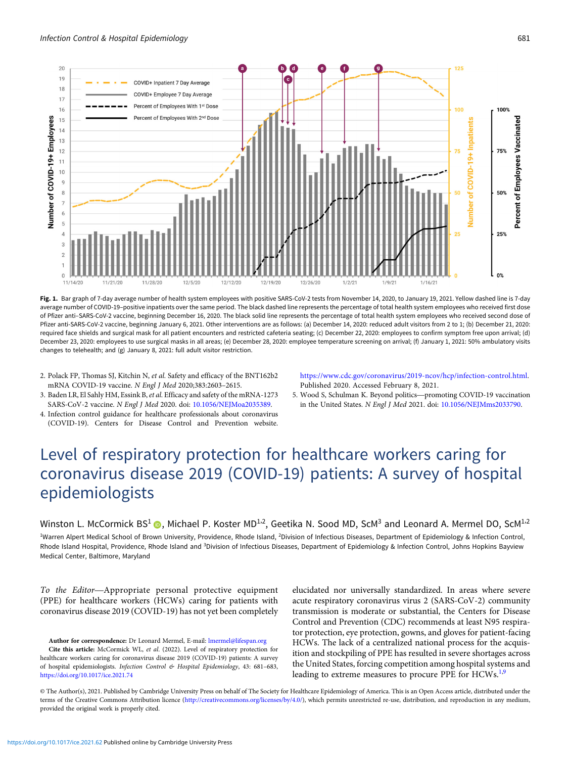20
19
18
17
16
15
14
13
12
11
10
9
8
7
6
5
4
3
2
1
0

Number of COVID-19+ Employees

11/14/20 11/21/20 11/28/20 12/5/20 12/12/20 12/19/20 12/26/20 1/2/21 1/9/21 1/16/21

COVID+ Inpatient 7 Day Average

COVID+ Employee 7 Day Average

Percent of Employees With 1st Dose

Percent of Employees With 2nd Dose

a b c d e f g

125
100
75
50
25
0

Number of COVID-19+ Inpatients

100%
75%
50%
25%
0%

Percent of Employees Vaccinated

**Fig. 1.** Bar graph of 7-day average number of health system employees with positive SARS-CoV-2 tests from November 14, 2020, to January 19, 2021. Yellow dashed line is 7-day average number of COVID-19–positive inpatients over the same period. The black dashed line represents the percentage of total health system employees who received first dose of Pfizer anti–SARS-CoV-2 vaccine, beginning December 16, 2020. The black solid line represents the percentage of total health system employees who received second dose of Pfizer anti-SARS-CoV-2 vaccine, beginning January 6, 2021. Other interventions are as follows: (a) December 14, 2020: reduced adult visitors from 2 to 1; (b) December 21, 2020: required face shields and surgical mask for all patient encounters and restricted cafeteria seating; (c) December 22, 2020: employees to confirm symptom free upon arrival; (d) December 23, 2020: employees to use surgical masks in all areas; (e) December 28, 2020: employee temperature screening on arrival; (f) January 1, 2021: 50% ambulatory visits changes to telehealth; and (g) January 8, 2021: full adult visitor restriction.

2. Polack FP, Thomas SJ, Kitchin N, *et al.* Safety and efficacy of the BNT162b2 mRNA COVID-19 vaccine. *N Engl J Med* 2020;383:2603–2615.
3. Baden LR, El Sahly HM, Essink B, *et al.* Efficacy and safety of the mRNA-1273 SARS-CoV-2 vaccine. *N Engl J Med* 2020. doi: 10.1056/NEJMoa2035389.
4. Infection control guidance for healthcare professionals about coronavirus (COVID-19). Centers for Disease Control and Prevention website. https://www.cdc.gov/coronavirus/2019-ncov/hcp/infection-control.html. Published 2020. Accessed February 8, 2021.
5. Wood S, Schulman K. Beyond politics—promoting COVID-19 vaccination in the United States. *N Engl J Med* 2021. doi: 10.1056/NEJMms2033790.

# Level of respiratory protection for healthcare workers caring for coronavirus disease 2019 (COVID-19) patients: A survey of hospital epidemiologists

Winston L. McCormick BS[1], Michael P. Koster MD[1,2], Geetika N. Sood MD, ScM[3] and Leonard A. Mermel DO, ScM[1,2]

[1]Warren Alpert Medical School of Brown University, Providence, Rhode Island, [2]Division of Infectious Diseases, Department of Epidemiology & Infection Control, Rhode Island Hospital, Providence, Rhode Island and [3]Division of Infectious Diseases, Department of Epidemiology & Infection Control, Johns Hopkins Bayview Medical Center, Baltimore, Maryland

*To the Editor*—Appropriate personal protective equipment (PPE) for healthcare workers (HCWs) caring for patients with coronavirus disease 2019 (COVID-19) has not yet been completely elucidated nor universally standardized. In areas where severe acute respiratory coronavirus virus 2 (SARS-CoV-2) community transmission is moderate or substantial, the Centers for Disease Control and Prevention (CDC) recommends at least N95 respirator protection, eye protection, gowns, and gloves for patient-facing HCWs. The lack of a centralized national process for the acquisition and stockpiling of PPE has resulted in severe shortages across the United States, forcing competition among hospital systems and leading to extreme measures to procure PPE for HCWs.[1,9]

**Author for correspondence:** Dr Leonard Mermel, E-mail: lmermel@lifespan.org

**Cite this article:** McCormick WL, *et al.* (2022). Level of respiratory protection for healthcare workers caring for coronavirus disease 2019 (COVID-19) patients: A survey of hospital epidemiologists. *Infection Control & Hospital Epidemiology*, 43: 681–683, https://doi.org/10.1017/ice.2021.74

© The Author(s), 2021. Published by Cambridge University Press on behalf of The Society for Healthcare Epidemiology of America. This is an Open Access article, distributed under the terms of the Creative Commons Attribution licence (http://creativecommons.org/licenses/by/4.0/), which permits unrestricted re-use, distribution, and reproduction in any medium, provided the original work is properly cited.